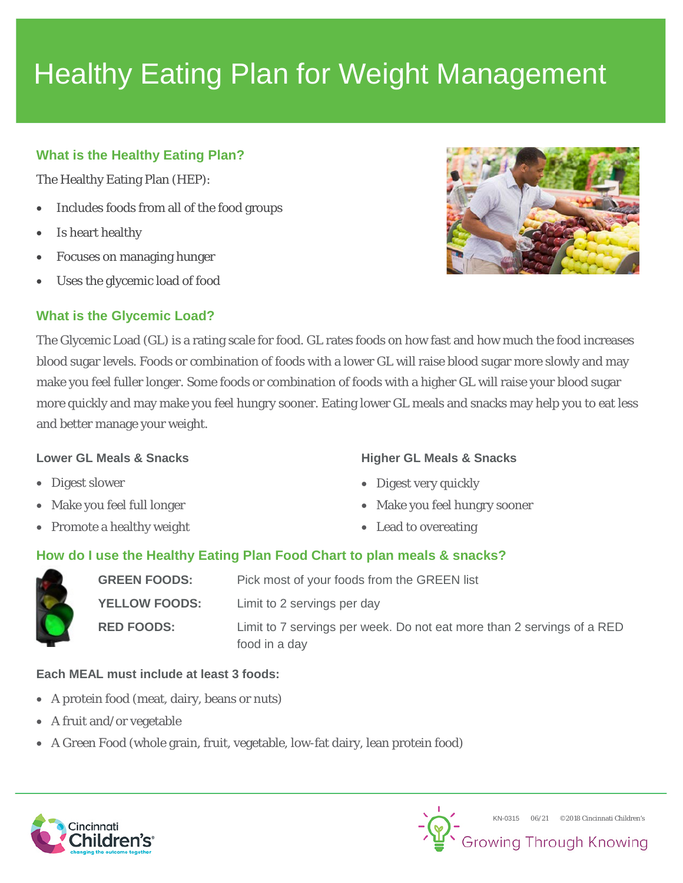# Healthy Eating Plan for Weight Management

## What is the Healthy Eating Plan?

The Healthy Eating Plan (HEP):

- Includes foods from all of the food groups
- Is heart healthy
- Focuses on managing hunger
- Uses the glycemic load of food

## What is the Glycemic Load?

The Glycemic Load (GL) is a rating scale for food. GL rates foods on how fast and how much the food increases blood sugar levels. Foods or combination of foods with a lower GL will raise blood sugar more slowly and may make you feel fuller longer. Some foods or combination of foods with a higher GL will raise your blood sugar more quickly and may make you feel hungry sooner. Eating lower GL meals and snacks may help you to eat less and better manage your weight.

### Lower GL Meals & Snacks

- Digest slower
- Make you feel full longer
- Promote a healthy weight

### Higher GL Meals & Snacks

- Digest very quickly
- Make you feel hungry sooner
- Lead to overeating

## How do I use the Healthy Eating Plan Food Chart to plan meals & snacks?

| | |
|---|---|
| **GREEN FOODS:** | Pick most of your foods from the GREEN list |
| **YELLOW FOODS:** | Limit to 2 servings per day |
| **RED FOODS:** | Limit to 7 servings per week. Do not eat more than 2 servings of a RED food in a day |

### Each MEAL must include at least 3 foods:

- A protein food (meat, dairy, beans or nuts)
- A fruit and/or vegetable
- A Green Food (whole grain, fruit, vegetable, low-fat dairy, lean protein food)

KN-0315 06/21 ©2018 Cincinnati Children's

Growing Through Knowing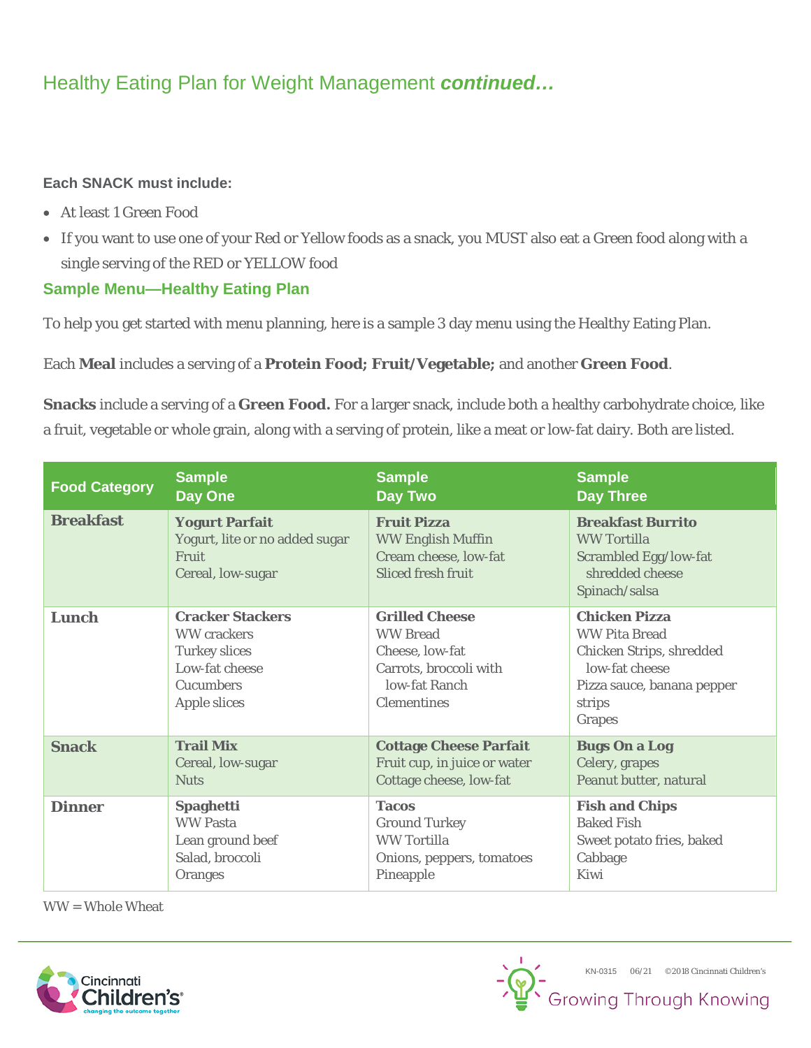## Healthy Eating Plan for Weight Management *continued…*

**Each SNACK must include:**

- At least 1 Green Food
- If you want to use one of your Red or Yellow foods as a snack, you MUST also eat a Green food along with a single serving of the RED or YELLOW food

### Sample Menu—Healthy Eating Plan

To help you get started with menu planning, here is a sample 3 day menu using the Healthy Eating Plan.

Each **Meal** includes a serving of a **Protein Food; Fruit/Vegetable;** and another **Green Food**.

**Snacks** include a serving of a **Green Food.** For a larger snack, include both a healthy carbohydrate choice, like a fruit, vegetable or whole grain, along with a serving of protein, like a meat or low-fat dairy. Both are listed.

| Food Category | Sample Day One | Sample Day Two | Sample Day Three |
|---|---|---|---|
| **Breakfast** | **Yogurt Parfait**<br>Yogurt, lite or no added sugar<br>Fruit<br>Cereal, low-sugar | **Fruit Pizza**<br>WW English Muffin<br>Cream cheese, low-fat<br>Sliced fresh fruit | **Breakfast Burrito**<br>WW Tortilla<br>Scrambled Egg/low-fat shredded cheese<br>Spinach/salsa |
| **Lunch** | **Cracker Stackers**<br>WW crackers<br>Turkey slices<br>Low-fat cheese<br>Cucumbers<br>Apple slices | **Grilled Cheese**<br>WW Bread<br>Cheese, low-fat<br>Carrots, broccoli with low-fat Ranch<br>Clementines | **Chicken Pizza**<br>WW Pita Bread<br>Chicken Strips, shredded low-fat cheese<br>Pizza sauce, banana pepper strips<br>Grapes |
| **Snack** | **Trail Mix**<br>Cereal, low-sugar<br>Nuts | **Cottage Cheese Parfait**<br>Fruit cup, in juice or water<br>Cottage cheese, low-fat | **Bugs On a Log**<br>Celery, grapes<br>Peanut butter, natural |
| **Dinner** | **Spaghetti**<br>WW Pasta<br>Lean ground beef<br>Salad, broccoli<br>Oranges | **Tacos**<br>Ground Turkey<br>WW Tortilla<br>Onions, peppers, tomatoes<br>Pineapple | **Fish and Chips**<br>Baked Fish<br>Sweet potato fries, baked<br>Cabbage<br>Kiwi |

WW = Whole Wheat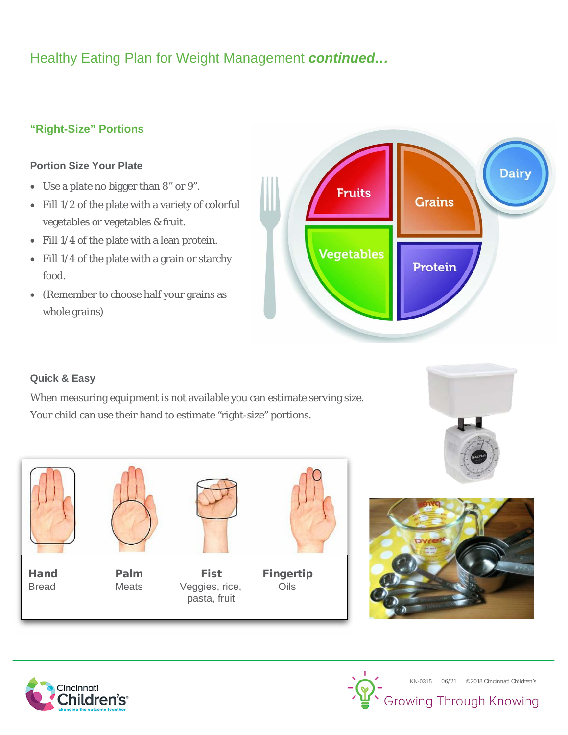## Healthy Eating Plan for Weight Management ***continued…***

### "Right-Size" Portions

#### Portion Size Your Plate

- Use a plate no bigger than 8" or 9".
- Fill 1/2 of the plate with a variety of colorful vegetables or vegetables & fruit.
- Fill 1/4 of the plate with a lean protein.
- Fill 1/4 of the plate with a grain or starchy food.
- (Remember to choose half your grains as whole grains)

Fruits | Grains | Dairy | Vegetables | Protein

#### Quick & Easy

When measuring equipment is not available you can estimate serving size. Your child can use their hand to estimate "right-size" portions.

| **Hand** | **Palm** | **Fist** | **Fingertip** |
|---|---|---|---|
| Bread | Meats | Veggies, rice, pasta, fruit | Oils |

KN-0315 06/21 ©2018 Cincinnati Children's

Growing Through Knowing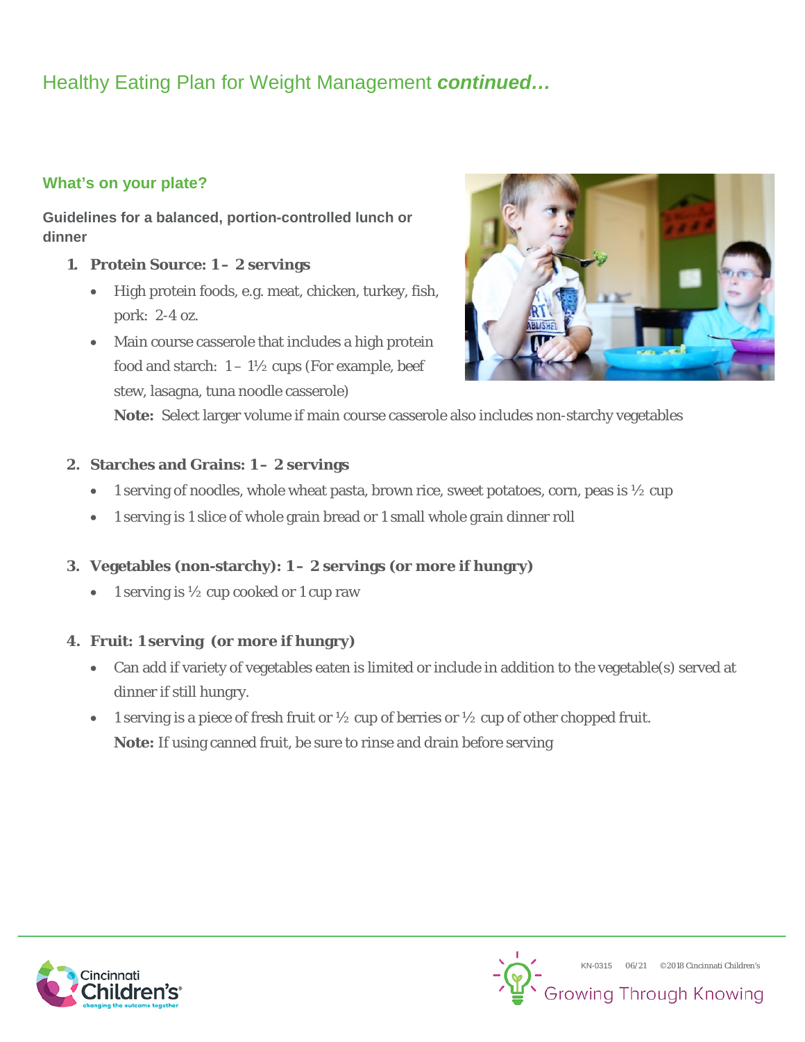## Healthy Eating Plan for Weight Management ***continued…***

### What's on your plate?

**Guidelines for a balanced, portion-controlled lunch or dinner**

1. **Protein Source: 1 – 2 servings**
   - High protein foods, e.g. meat, chicken, turkey, fish, pork: 2-4 oz.
   - Main course casserole that includes a high protein food and starch: 1 – 1½ cups (For example, beef stew, lasagna, tuna noodle casserole)

   **Note:** Select larger volume if main course casserole also includes non-starchy vegetables

2. **Starches and Grains: 1 – 2 servings**
   - 1 serving of noodles, whole wheat pasta, brown rice, sweet potatoes, corn, peas is ½ cup
   - 1 serving is 1 slice of whole grain bread or 1 small whole grain dinner roll

3. **Vegetables (non-starchy): 1 – 2 servings (or more if hungry)**
   - 1 serving is ½ cup cooked or 1 cup raw

4. **Fruit: 1 serving (or more if hungry)**
   - Can add if variety of vegetables eaten is limited or include in addition to the vegetable(s) served at dinner if still hungry.
   - 1 serving is a piece of fresh fruit or ½ cup of berries or ½ cup of other chopped fruit.

     **Note:** If using canned fruit, be sure to rinse and drain before serving